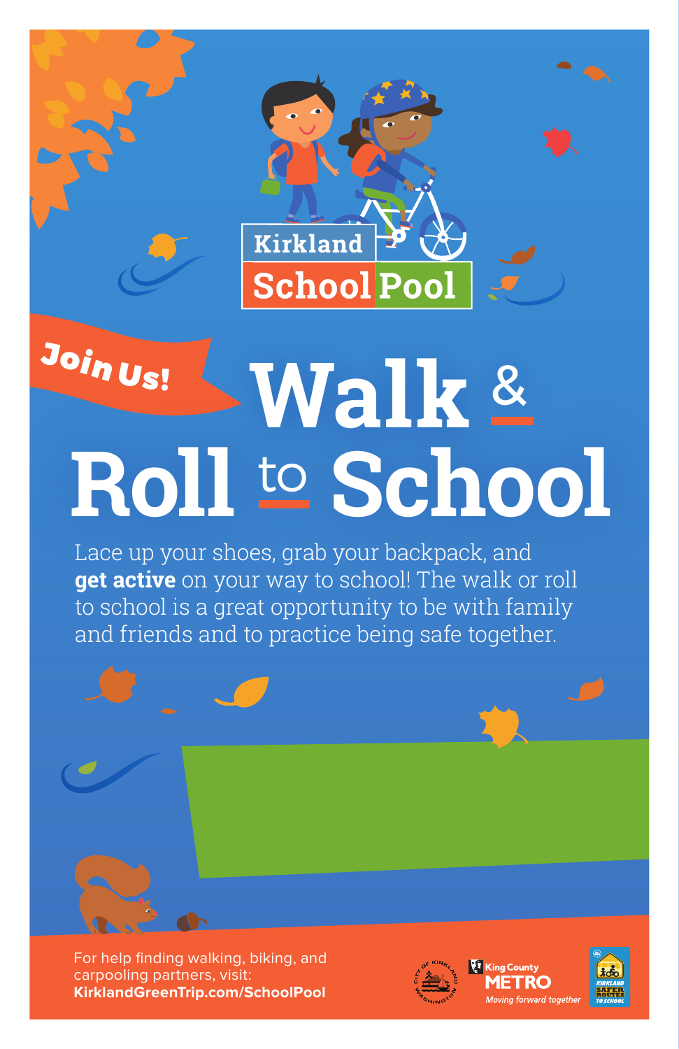Kirkland SchoolPool

Join Us!

# Walk & Roll to School

Lace up your shoes, grab your backpack, and **get active** on your way to school! The walk or roll to school is a great opportunity to be with family and friends and to practice being safe together.

For help finding walking, biking, and carpooling partners, visit:
**KirklandGreenTrip.com/SchoolPool**

City of Kirkland Washington

King County METRO
*Moving forward together*

Kirkland Safer Routes to School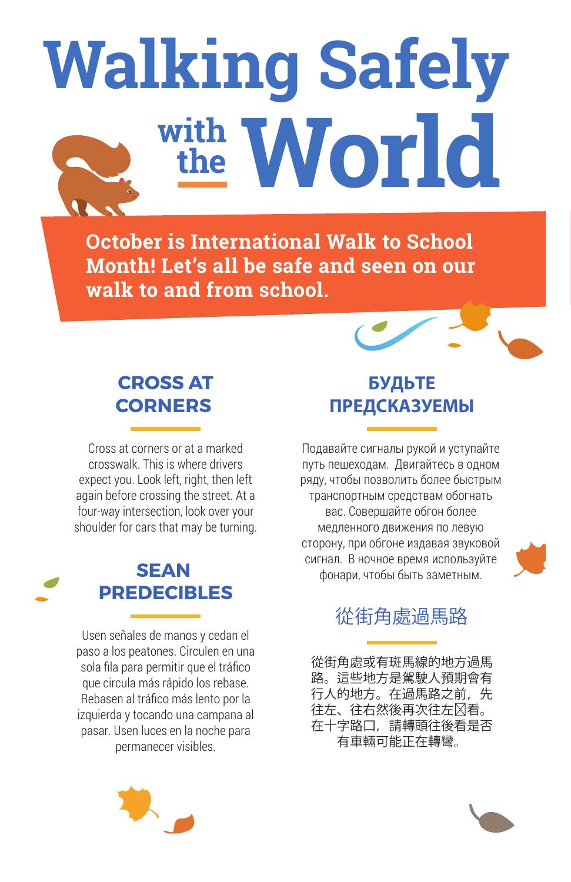# Walking Safely with the World

**October is International Walk to School Month! Let's all be safe and seen on our walk to and from school.**

## CROSS AT CORNERS

Cross at corners or at a marked crosswalk. This is where drivers expect you. Look left, right, then left again before crossing the street. At a four-way intersection, look over your shoulder for cars that may be turning.

## SEAN PREDECIBLES

Usen señales de manos y cedan el paso a los peatones. Circulen en una sola fila para permitir que el tráfico que circula más rápido los rebase. Rebasen al tráfico más lento por la izquierda y tocando una campana al pasar. Usen luces en la noche para permanecer visibles.

## БУДЬТЕ ПРЕДСКАЗУЕМЫ

Подавайте сигналы рукой и уступайте путь пешеходам. Двигайтесь в одном ряду, чтобы позволить более быстрым транспортным средствам обогнать вас. Совершайте обгон более медленного движения по левую сторону, при обгоне издавая звуковой сигнал. В ночное время используйте фонари, чтобы быть заметным.

## 從街角處過馬路

從街角處或有斑馬線的地方過馬路。這些地方是駕駛人預期會有行人的地方。在過馬路之前，先往左、往右然後再次往左看。在十字路口，請轉頭往後看是否有車輛可能正在轉彎。